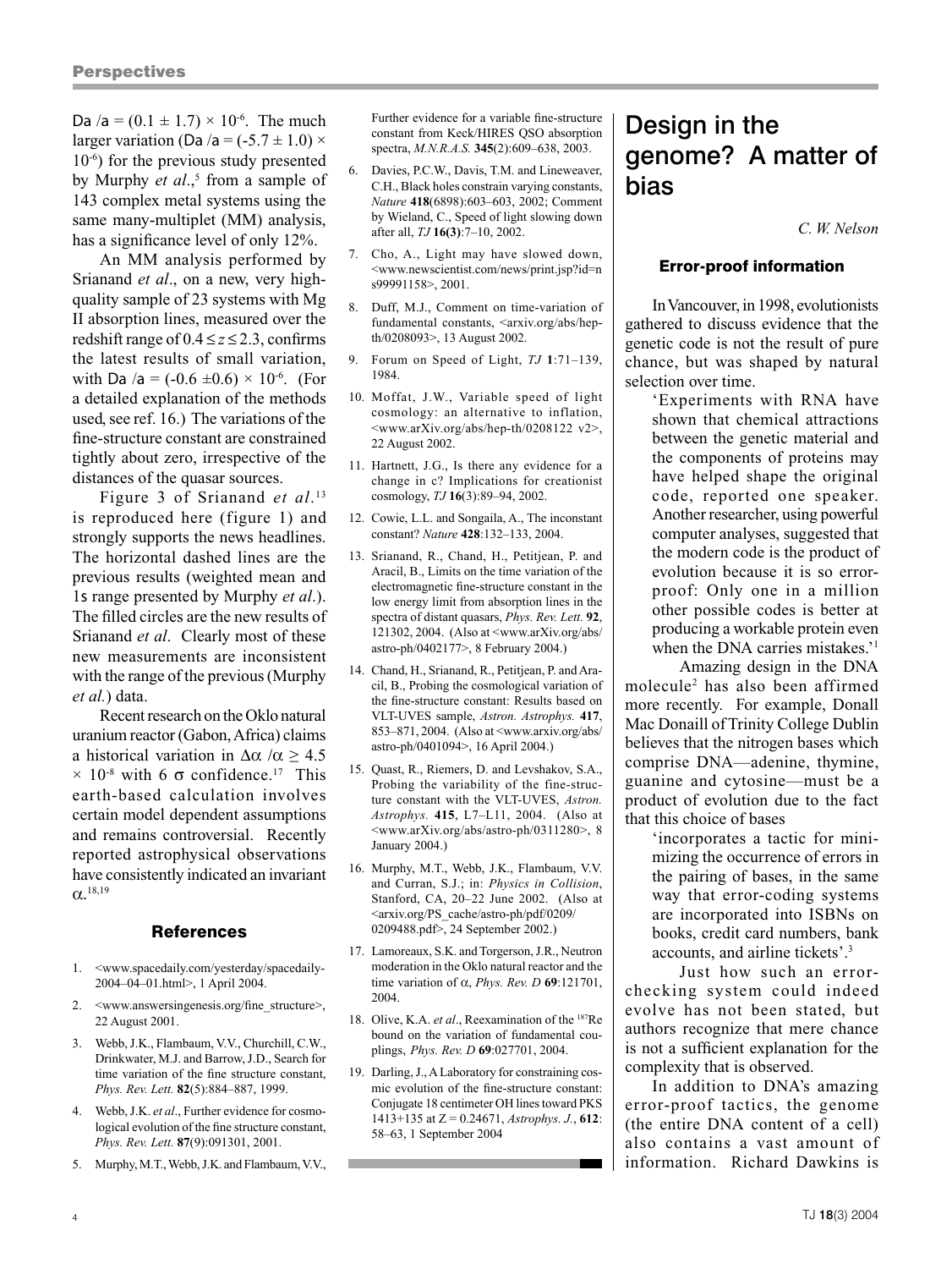$D\alpha / \alpha = (0.1 \pm 1.7) \times 10^{-6}$. The much larger variation ($D\alpha / \alpha = (-5.7 \pm 1.0) \times 10^{-6}$) for the previous study presented by Murphy *et al*.,[5] from a sample of 143 complex metal systems using the same many-multiplet (MM) analysis, has a significance level of only 12%.

An MM analysis performed by Srianand *et al*., on a new, very high-quality sample of 23 systems with Mg II absorption lines, measured over the redshift range of $0.4 \leq z \leq 2.3$, confirms the latest results of small variation, with $D\alpha / \alpha = (-0.6 \pm 0.6) \times 10^{-6}$. (For a detailed explanation of the methods used, see ref. 16.) The variations of the fine-structure constant are constrained tightly about zero, irrespective of the distances of the quasar sources.

Figure 3 of Srianand *et al*.[13] is reproduced here (figure 1) and strongly supports the news headlines. The horizontal dashed lines are the previous results (weighted mean and 1s range presented by Murphy *et al*.). The filled circles are the new results of Srianand *et al*. Clearly most of these new measurements are inconsistent with the range of the previous (Murphy *et al.*) data.

Recent research on the Oklo natural uranium reactor (Gabon, Africa) claims a historical variation in $\Delta\alpha / \alpha \geq 4.5 \times 10^{-8}$ with 6 $\sigma$ confidence.[17] This earth-based calculation involves certain model dependent assumptions and remains controversial. Recently reported astrophysical observations have consistently indicated an invariant $\alpha$.[18,19]

### References

1. <www.spacedaily.com/yesterday/spacedaily-2004–04–01.html>, 1 April 2004.
2. <www.answersingenesis.org/fine_structure>, 22 August 2001.
3. Webb, J.K., Flambaum, V.V., Churchill, C.W., Drinkwater, M.J. and Barrow, J.D., Search for time variation of the fine structure constant, *Phys. Rev. Lett.* **82**(5):884–887, 1999.
4. Webb, J.K. *et al*., Further evidence for cosmological evolution of the fine structure constant, *Phys. Rev. Lett.* **87**(9):091301, 2001.
5. Murphy, M.T., Webb, J.K. and Flambaum, V.V., Further evidence for a variable fine-structure constant from Keck/HIRES QSO absorption spectra, *M.N.R.A.S.* **345**(2):609–638, 2003.
6. Davies, P.C.W., Davis, T.M. and Lineweaver, C.H., Black holes constrain varying constants, *Nature* **418**(6898):603–603, 2002; Comment by Wieland, C., Speed of light slowing down after all, *TJ* **16(3)**:7–10, 2002.
7. Cho, A., Light may have slowed down, <www.newscientist.com/news/print.jsp?id=ns99991158>, 2001.
8. Duff, M.J., Comment on time-variation of fundamental constants, <arxiv.org/abs/hep-th/0208093>, 13 August 2002.
9. Forum on Speed of Light, *TJ* **1**:71–139, 1984.
10. Moffat, J.W., Variable speed of light cosmology: an alternative to inflation, <www.arXiv.org/abs/hep-th/0208122 v2>, 22 August 2002.
11. Hartnett, J.G., Is there any evidence for a change in c? Implications for creationist cosmology, *TJ* **16**(3):89–94, 2002.
12. Cowie, L.L. and Songaila, A., The inconstant constant? *Nature* **428**:132–133, 2004.
13. Srianand, R., Chand, H., Petitjean, P. and Aracil, B., Limits on the time variation of the electromagnetic fine-structure constant in the low energy limit from absorption lines in the spectra of distant quasars, *Phys. Rev. Lett.* **92**, 121302, 2004. (Also at <www.arXiv.org/abs/astro-ph/0402177>, 8 February 2004.)
14. Chand, H., Srianand, R., Petitjean, P. and Aracil, B., Probing the cosmological variation of the fine-structure constant: Results based on VLT-UVES sample, *Astron. Astrophys.* **417**, 853–871, 2004. (Also at <www.arxiv.org/abs/astro-ph/0401094>, 16 April 2004.)
15. Quast, R., Riemers, D. and Levshakov, S.A., Probing the variability of the fine-structure constant with the VLT-UVES, *Astron. Astrophys*. **415**, L7–L11, 2004. (Also at <www.arXiv.org/abs/astro-ph/0311280>, 8 January 2004.)
16. Murphy, M.T., Webb, J.K., Flambaum, V.V. and Curran, S.J.; in: *Physics in Collision*, Stanford, CA, 20–22 June 2002. (Also at <arxiv.org/PS_cache/astro-ph/pdf/0209/0209488.pdf>, 24 September 2002.)
17. Lamoreaux, S.K. and Torgerson, J.R., Neutron moderation in the Oklo natural reactor and the time variation of $\alpha$, *Phys. Rev. D* **69**:121701, 2004.
18. Olive, K.A. *et al*., Reexamination of the $^{187}$Re bound on the variation of fundamental couplings, *Phys. Rev. D* **69**:027701, 2004.
19. Darling, J., A Laboratory for constraining cosmic evolution of the fine-structure constant: Conjugate 18 centimeter OH lines toward PKS 1413+135 at Z = 0.24671, *Astrophys. J.*, **612**: 58–63, 1 September 2004

# Design in the genome? A matter of bias

*C. W. Nelson*

### Error-proof information

In Vancouver, in 1998, evolutionists gathered to discuss evidence that the genetic code is not the result of pure chance, but was shaped by natural selection over time.

> 'Experiments with RNA have shown that chemical attractions between the genetic material and the components of proteins may have helped shape the original code, reported one speaker. Another researcher, using powerful computer analyses, suggested that the modern code is the product of evolution because it is so error-proof: Only one in a million other possible codes is better at producing a workable protein even when the DNA carries mistakes.'[1]

Amazing design in the DNA molecule[2] has also been affirmed more recently. For example, Donall Mac Donaill of Trinity College Dublin believes that the nitrogen bases which comprise DNA—adenine, thymine, guanine and cytosine—must be a product of evolution due to the fact that this choice of bases

> 'incorporates a tactic for minimizing the occurrence of errors in the pairing of bases, in the same way that error-coding systems are incorporated into ISBNs on books, credit card numbers, bank accounts, and airline tickets'.[3]

Just how such an error-checking system could indeed evolve has not been stated, but authors recognize that mere chance is not a sufficient explanation for the complexity that is observed.

In addition to DNA's amazing error-proof tactics, the genome (the entire DNA content of a cell) also contains a vast amount of information. Richard Dawkins is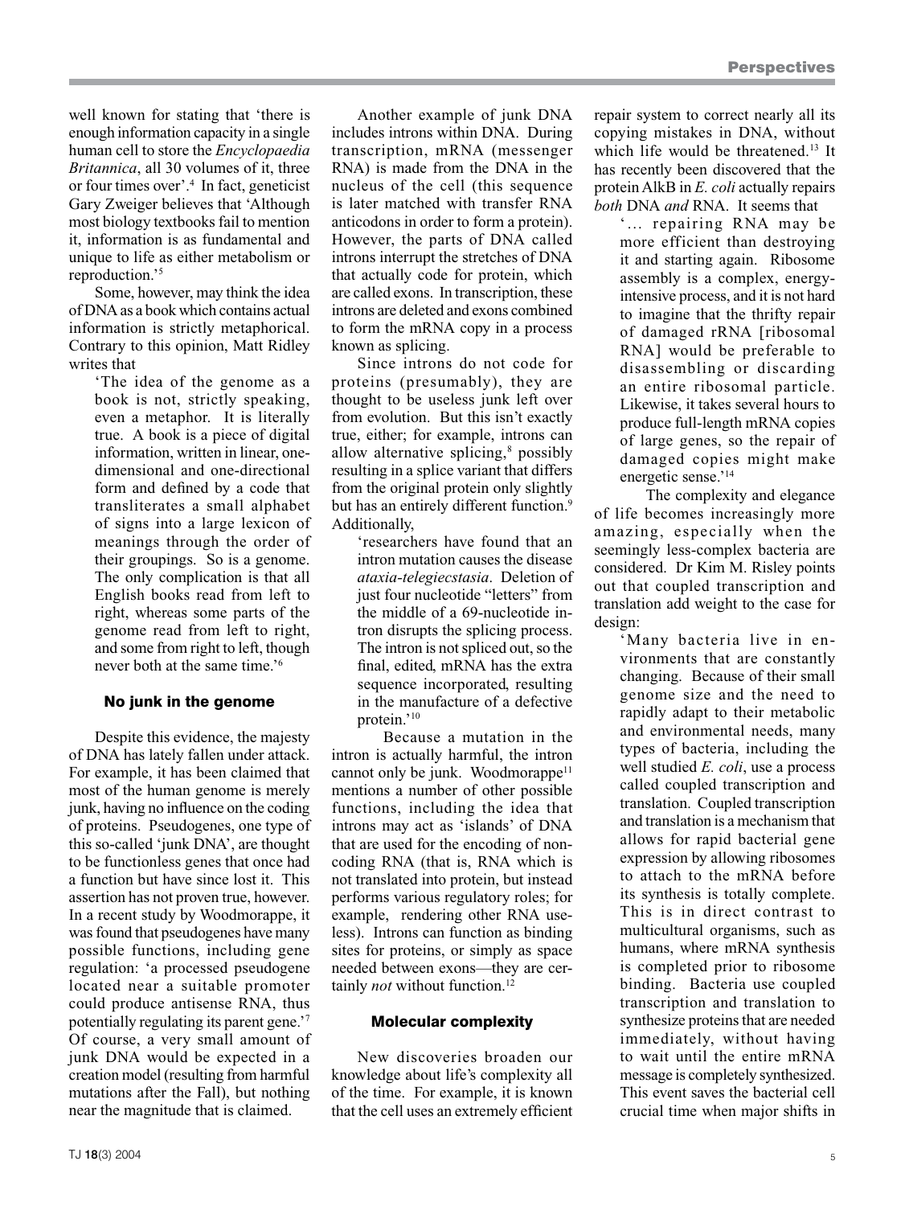well known for stating that 'there is enough information capacity in a single human cell to store the *Encyclopaedia Britannica*, all 30 volumes of it, three or four times over'.[4] In fact, geneticist Gary Zweiger believes that 'Although most biology textbooks fail to mention it, information is as fundamental and unique to life as either metabolism or reproduction.'[5]

Some, however, may think the idea of DNA as a book which contains actual information is strictly metaphorical. Contrary to this opinion, Matt Ridley writes that

> 'The idea of the genome as a book is not, strictly speaking, even a metaphor. It is literally true. A book is a piece of digital information, written in linear, one-dimensional and one-directional form and defined by a code that transliterates a small alphabet of signs into a large lexicon of meanings through the order of their groupings. So is a genome. The only complication is that all English books read from left to right, whereas some parts of the genome read from left to right, and some from right to left, though never both at the same time.'[6]

## No junk in the genome

Despite this evidence, the majesty of DNA has lately fallen under attack. For example, it has been claimed that most of the human genome is merely junk, having no influence on the coding of proteins. Pseudogenes, one type of this so-called 'junk DNA', are thought to be functionless genes that once had a function but have since lost it. This assertion has not proven true, however. In a recent study by Woodmorappe, it was found that pseudogenes have many possible functions, including gene regulation: 'a processed pseudogene located near a suitable promoter could produce antisense RNA, thus potentially regulating its parent gene.'[7] Of course, a very small amount of junk DNA would be expected in a creation model (resulting from harmful mutations after the Fall), but nothing near the magnitude that is claimed.

Another example of junk DNA includes introns within DNA. During transcription, mRNA (messenger RNA) is made from the DNA in the nucleus of the cell (this sequence is later matched with transfer RNA anticodons in order to form a protein). However, the parts of DNA called introns interrupt the stretches of DNA that actually code for protein, which are called exons. In transcription, these introns are deleted and exons combined to form the mRNA copy in a process known as splicing.

Since introns do not code for proteins (presumably), they are thought to be useless junk left over from evolution. But this isn't exactly true, either; for example, introns can allow alternative splicing,[8] possibly resulting in a splice variant that differs from the original protein only slightly but has an entirely different function.[9] Additionally,

> 'researchers have found that an intron mutation causes the disease *ataxia-telegiecstasia*. Deletion of just four nucleotide "letters" from the middle of a 69-nucleotide intron disrupts the splicing process. The intron is not spliced out, so the final, edited, mRNA has the extra sequence incorporated, resulting in the manufacture of a defective protein.'[10]

Because a mutation in the intron is actually harmful, the intron cannot only be junk. Woodmorappe[11] mentions a number of other possible functions, including the idea that introns may act as 'islands' of DNA that are used for the encoding of non-coding RNA (that is, RNA which is not translated into protein, but instead performs various regulatory roles; for example, rendering other RNA useless). Introns can function as binding sites for proteins, or simply as space needed between exons—they are certainly *not* without function.[12]

## Molecular complexity

New discoveries broaden our knowledge about life's complexity all of the time. For example, it is known that the cell uses an extremely efficient repair system to correct nearly all its copying mistakes in DNA, without which life would be threatened.[13] It has recently been discovered that the protein AlkB in *E. coli* actually repairs *both* DNA *and* RNA. It seems that

> '… repairing RNA may be more efficient than destroying it and starting again. Ribosome assembly is a complex, energy-intensive process, and it is not hard to imagine that the thrifty repair of damaged rRNA [ribosomal RNA] would be preferable to disassembling or discarding an entire ribosomal particle. Likewise, it takes several hours to produce full-length mRNA copies of large genes, so the repair of damaged copies might make energetic sense.'[14]

The complexity and elegance of life becomes increasingly more amazing, especially when the seemingly less-complex bacteria are considered. Dr Kim M. Risley points out that coupled transcription and translation add weight to the case for design:

> 'Many bacteria live in environments that are constantly changing. Because of their small genome size and the need to rapidly adapt to their metabolic and environmental needs, many types of bacteria, including the well studied *E. coli*, use a process called coupled transcription and translation. Coupled transcription and translation is a mechanism that allows for rapid bacterial gene expression by allowing ribosomes to attach to the mRNA before its synthesis is totally complete. This is in direct contrast to multicultural organisms, such as humans, where mRNA synthesis is completed prior to ribosome binding. Bacteria use coupled transcription and translation to synthesize proteins that are needed immediately, without having to wait until the entire mRNA message is completely synthesized. This event saves the bacterial cell crucial time when major shifts in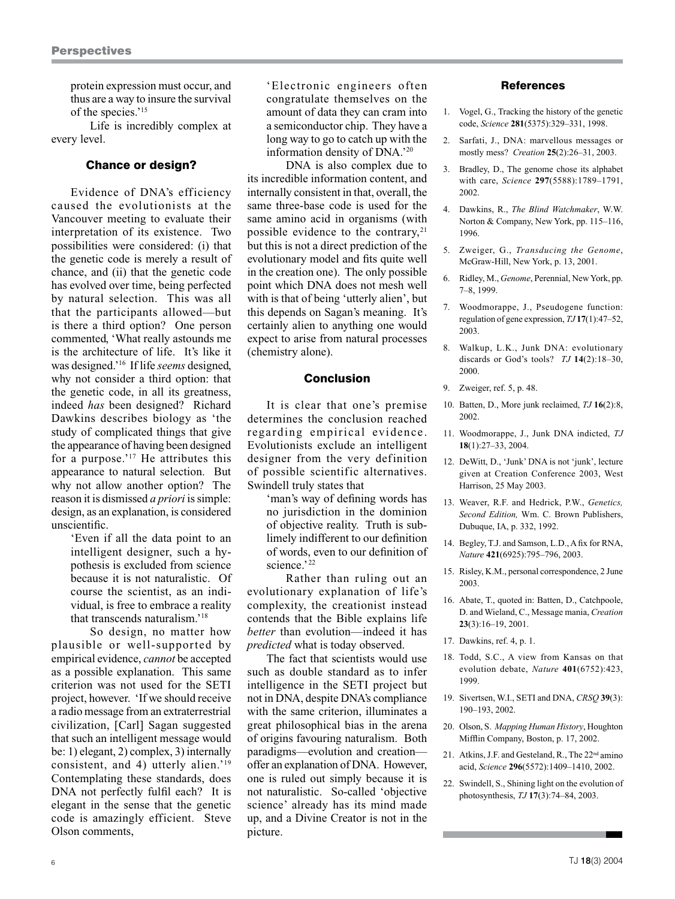protein expression must occur, and thus are a way to insure the survival of the species.'[15]

Life is incredibly complex at every level.

## Chance or design?

Evidence of DNA's efficiency caused the evolutionists at the Vancouver meeting to evaluate their interpretation of its existence. Two possibilities were considered: (i) that the genetic code is merely a result of chance, and (ii) that the genetic code has evolved over time, being perfected by natural selection. This was all that the participants allowed—but is there a third option? One person commented, 'What really astounds me is the architecture of life. It's like it was designed.'[16] If life *seems* designed, why not consider a third option: that the genetic code, in all its greatness, indeed *has* been designed? Richard Dawkins describes biology as 'the study of complicated things that give the appearance of having been designed for a purpose.'[17] He attributes this appearance to natural selection. But why not allow another option? The reason it is dismissed *a priori* is simple: design, as an explanation, is considered unscientific.

> 'Even if all the data point to an intelligent designer, such a hypothesis is excluded from science because it is not naturalistic. Of course the scientist, as an individual, is free to embrace a reality that transcends naturalism.'[18]

So design, no matter how plausible or well-supported by empirical evidence, *cannot* be accepted as a possible explanation. This same criterion was not used for the SETI project, however. 'If we should receive a radio message from an extraterrestrial civilization, [Carl] Sagan suggested that such an intelligent message would be: 1) elegant, 2) complex, 3) internally consistent, and 4) utterly alien.'[19] Contemplating these standards, does DNA not perfectly fulfil each? It is elegant in the sense that the genetic code is amazingly efficient. Steve Olson comments,

> 'Electronic engineers often congratulate themselves on the amount of data they can cram into a semiconductor chip. They have a long way to go to catch up with the information density of DNA.'[20]

DNA is also complex due to its incredible information content, and internally consistent in that, overall, the same three-base code is used for the same amino acid in organisms (with possible evidence to the contrary,[21] but this is not a direct prediction of the evolutionary model and fits quite well in the creation one). The only possible point which DNA does not mesh well with is that of being 'utterly alien', but this depends on Sagan's meaning. It's certainly alien to anything one would expect to arise from natural processes (chemistry alone).

## Conclusion

It is clear that one's premise determines the conclusion reached regarding empirical evidence. Evolutionists exclude an intelligent designer from the very definition of possible scientific alternatives. Swindell truly states that

> 'man's way of defining words has no jurisdiction in the dominion of objective reality. Truth is sublimely indifferent to our definition of words, even to our definition of science.'[22]

Rather than ruling out an evolutionary explanation of life's complexity, the creationist instead contends that the Bible explains life *better* than evolution—indeed it has *predicted* what is today observed.

The fact that scientists would use such as double standard as to infer intelligence in the SETI project but not in DNA, despite DNA's compliance with the same criterion, illuminates a great philosophical bias in the arena of origins favouring naturalism. Both paradigms—evolution and creation—offer an explanation of DNA. However, one is ruled out simply because it is not naturalistic. So-called 'objective science' already has its mind made up, and a Divine Creator is not in the picture.

## References

1. Vogel, G., Tracking the history of the genetic code, *Science* **281**(5375):329–331, 1998.
2. Sarfati, J., DNA: marvellous messages or mostly mess? *Creation* **25**(2):26–31, 2003.
3. Bradley, D., The genome chose its alphabet with care, *Science* **297**(5588):1789–1791, 2002.
4. Dawkins, R., *The Blind Watchmaker*, W.W. Norton & Company, New York, pp. 115–116, 1996.
5. Zweiger, G., *Transducing the Genome*, McGraw-Hill, New York, p. 13, 2001.
6. Ridley, M., *Genome*, Perennial, New York, pp. 7–8, 1999.
7. Woodmorappe, J., Pseudogene function: regulation of gene expression, *TJ* **17**(1):47–52, 2003.
8. Walkup, L.K., Junk DNA: evolutionary discards or God's tools? *TJ* **14**(2):18–30, 2000.
9. Zweiger, ref. 5, p. 48.
10. Batten, D., More junk reclaimed, *TJ* **16**(2):8, 2002.
11. Woodmorappe, J., Junk DNA indicted, *TJ* **18**(1):27–33, 2004.
12. DeWitt, D., 'Junk' DNA is not 'junk', lecture given at Creation Conference 2003, West Harrison, 25 May 2003.
13. Weaver, R.F. and Hedrick, P.W., *Genetics, Second Edition,* Wm. C. Brown Publishers, Dubuque, IA, p. 332, 1992.
14. Begley, T.J. and Samson, L.D., A fix for RNA, *Nature* **421**(6925):795–796, 2003.
15. Risley, K.M., personal correspondence, 2 June 2003.
16. Abate, T., quoted in: Batten, D., Catchpoole, D. and Wieland, C., Message mania, *Creation* **23**(3):16–19, 2001.
17. Dawkins, ref. 4, p. 1.
18. Todd, S.C., A view from Kansas on that evolution debate, *Nature* **401**(6752):423, 1999.
19. Sivertsen, W.I., SETI and DNA, *CRSQ* **39**(3): 190–193, 2002.
20. Olson, S. *Mapping Human History*, Houghton Mifflin Company, Boston, p. 17, 2002.
21. Atkins, J.F. and Gesteland, R., The 22nd amino acid, *Science* **296**(5572):1409–1410, 2002.
22. Swindell, S., Shining light on the evolution of photosynthesis, *TJ* **17**(3):74–84, 2003.